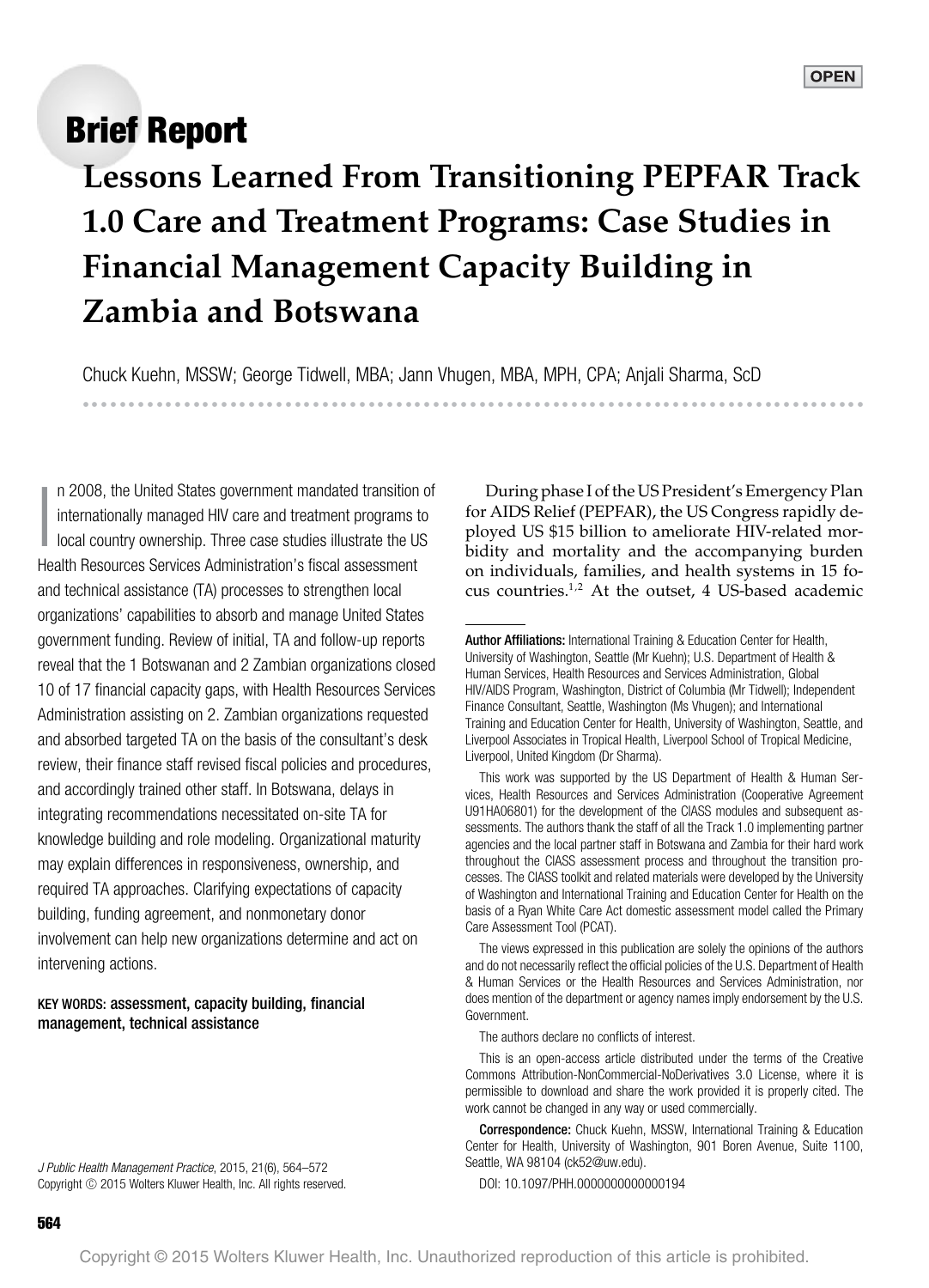**OPEN**

**Brief Report**

# Lessons Learned From Transitioning PEPFAR Track 1.0 Care and Treatment Programs: Case Studies in Financial Management Capacity Building in Zambia and Botswana

Chuck Kuehn, MSSW; George Tidwell, MBA; Jann Vhugen, MBA, MPH, CPA; Anjali Sharma, ScD

In 2008, the United States government mandated transition of internationally managed HIV care and treatment programs to local country ownership. Three case studies illustrate the US Health Resources Services Administration's fiscal assessment and technical assistance (TA) processes to strengthen local organizations' capabilities to absorb and manage United States government funding. Review of initial, TA and follow-up reports reveal that the 1 Botswanan and 2 Zambian organizations closed 10 of 17 financial capacity gaps, with Health Resources Services Administration assisting on 2. Zambian organizations requested and absorbed targeted TA on the basis of the consultant's desk review, their finance staff revised fiscal policies and procedures, and accordingly trained other staff. In Botswana, delays in integrating recommendations necessitated on-site TA for knowledge building and role modeling. Organizational maturity may explain differences in responsiveness, ownership, and required TA approaches. Clarifying expectations of capacity building, funding agreement, and nonmonetary donor involvement can help new organizations determine and act on intervening actions.

**KEY WORDS:** assessment, capacity building, financial management, technical assistance

*J Public Health Management Practice*, 2015, 21(6), 564–572
Copyright © 2015 Wolters Kluwer Health, Inc. All rights reserved.

During phase I of the US President's Emergency Plan for AIDS Relief (PEPFAR), the US Congress rapidly deployed US $15 billion to ameliorate HIV-related morbidity and mortality and the accompanying burden on individuals, families, and health systems in 15 focus countries.[1,2] At the outset, 4 US-based academic

**Author Affiliations:** International Training & Education Center for Health, University of Washington, Seattle (Mr Kuehn); U.S. Department of Health & Human Services, Health Resources and Services Administration, Global HIV/AIDS Program, Washington, District of Columbia (Mr Tidwell); Independent Finance Consultant, Seattle, Washington (Ms Vhugen); and International Training and Education Center for Health, University of Washington, Seattle, and Liverpool Associates in Tropical Health, Liverpool School of Tropical Medicine, Liverpool, United Kingdom (Dr Sharma).

This work was supported by the US Department of Health & Human Services, Health Resources and Services Administration (Cooperative Agreement U91HA06801) for the development of the CIASS modules and subsequent assessments. The authors thank the staff of all the Track 1.0 implementing partner agencies and the local partner staff in Botswana and Zambia for their hard work throughout the CIASS assessment process and throughout the transition processes. The CIASS toolkit and related materials were developed by the University of Washington and International Training and Education Center for Health on the basis of a Ryan White Care Act domestic assessment model called the Primary Care Assessment Tool (PCAT).

The views expressed in this publication are solely the opinions of the authors and do not necessarily reflect the official policies of the U.S. Department of Health & Human Services or the Health Resources and Services Administration, nor does mention of the department or agency names imply endorsement by the U.S. Government.

The authors declare no conflicts of interest.

This is an open-access article distributed under the terms of the Creative Commons Attribution-NonCommercial-NoDerivatives 3.0 License, where it is permissible to download and share the work provided it is properly cited. The work cannot be changed in any way or used commercially.

**Correspondence:** Chuck Kuehn, MSSW, International Training & Education Center for Health, University of Washington, 901 Boren Avenue, Suite 1100, Seattle, WA 98104 (ck52@uw.edu).

DOI: 10.1097/PHH.0000000000000194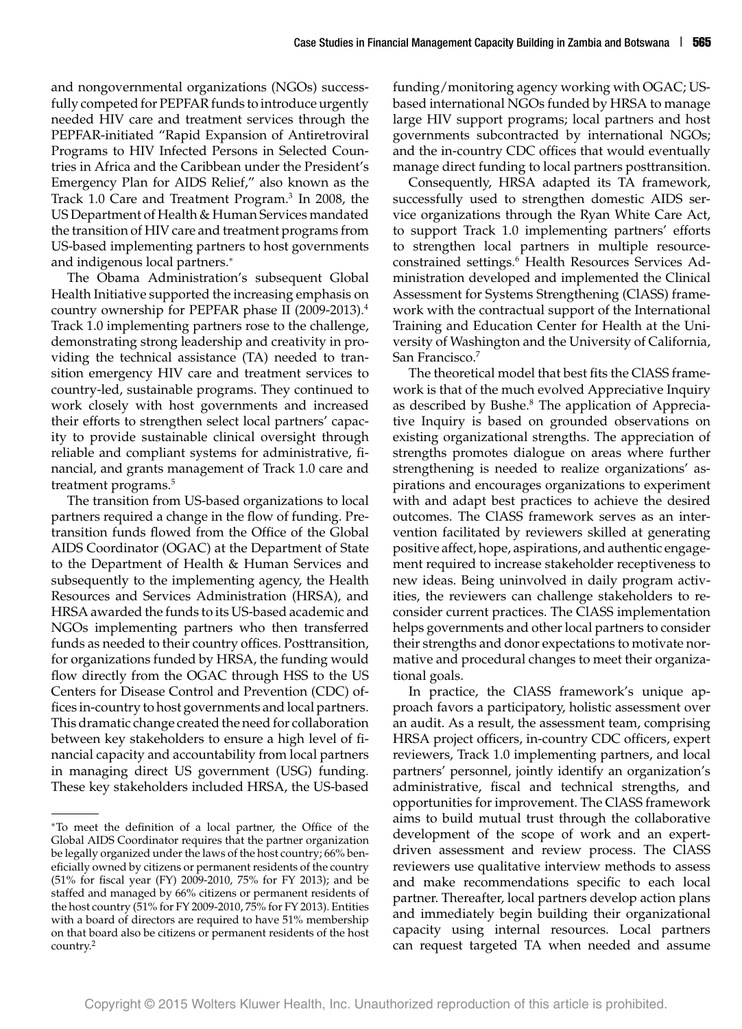and nongovernmental organizations (NGOs) successfully competed for PEPFAR funds to introduce urgently needed HIV care and treatment services through the PEPFAR-initiated "Rapid Expansion of Antiretroviral Programs to HIV Infected Persons in Selected Countries in Africa and the Caribbean under the President's Emergency Plan for AIDS Relief," also known as the Track 1.0 Care and Treatment Program.[3] In 2008, the US Department of Health & Human Services mandated the transition of HIV care and treatment programs from US-based implementing partners to host governments and indigenous local partners.*

The Obama Administration's subsequent Global Health Initiative supported the increasing emphasis on country ownership for PEPFAR phase II (2009-2013).[4] Track 1.0 implementing partners rose to the challenge, demonstrating strong leadership and creativity in providing the technical assistance (TA) needed to transition emergency HIV care and treatment services to country-led, sustainable programs. They continued to work closely with host governments and increased their efforts to strengthen select local partners' capacity to provide sustainable clinical oversight through reliable and compliant systems for administrative, financial, and grants management of Track 1.0 care and treatment programs.[5]

The transition from US-based organizations to local partners required a change in the flow of funding. Pretransition funds flowed from the Office of the Global AIDS Coordinator (OGAC) at the Department of State to the Department of Health & Human Services and subsequently to the implementing agency, the Health Resources and Services Administration (HRSA), and HRSA awarded the funds to its US-based academic and NGOs implementing partners who then transferred funds as needed to their country offices. Posttransition, for organizations funded by HRSA, the funding would flow directly from the OGAC through HSS to the US Centers for Disease Control and Prevention (CDC) offices in-country to host governments and local partners. This dramatic change created the need for collaboration between key stakeholders to ensure a high level of financial capacity and accountability from local partners in managing direct US government (USG) funding. These key stakeholders included HRSA, the US-based funding/monitoring agency working with OGAC; US-based international NGOs funded by HRSA to manage large HIV support programs; local partners and host governments subcontracted by international NGOs; and the in-country CDC offices that would eventually manage direct funding to local partners posttransition.

Consequently, HRSA adapted its TA framework, successfully used to strengthen domestic AIDS service organizations through the Ryan White Care Act, to support Track 1.0 implementing partners' efforts to strengthen local partners in multiple resource-constrained settings.[6] Health Resources Services Administration developed and implemented the Clinical Assessment for Systems Strengthening (ClASS) framework with the contractual support of the International Training and Education Center for Health at the University of Washington and the University of California, San Francisco.[7]

The theoretical model that best fits the ClASS framework is that of the much evolved Appreciative Inquiry as described by Bushe.[8] The application of Appreciative Inquiry is based on grounded observations on existing organizational strengths. The appreciation of strengths promotes dialogue on areas where further strengthening is needed to realize organizations' aspirations and encourages organizations to experiment with and adapt best practices to achieve the desired outcomes. The ClASS framework serves as an intervention facilitated by reviewers skilled at generating positive affect, hope, aspirations, and authentic engagement required to increase stakeholder receptiveness to new ideas. Being uninvolved in daily program activities, the reviewers can challenge stakeholders to reconsider current practices. The ClASS implementation helps governments and other local partners to consider their strengths and donor expectations to motivate normative and procedural changes to meet their organizational goals.

In practice, the ClASS framework's unique approach favors a participatory, holistic assessment over an audit. As a result, the assessment team, comprising HRSA project officers, in-country CDC officers, expert reviewers, Track 1.0 implementing partners, and local partners' personnel, jointly identify an organization's administrative, fiscal and technical strengths, and opportunities for improvement. The ClASS framework aims to build mutual trust through the collaborative development of the scope of work and an expert-driven assessment and review process. The ClASS reviewers use qualitative interview methods to assess and make recommendations specific to each local partner. Thereafter, local partners develop action plans and immediately begin building their organizational capacity using internal resources. Local partners can request targeted TA when needed and assume

*To meet the definition of a local partner, the Office of the Global AIDS Coordinator requires that the partner organization be legally organized under the laws of the host country; 66% beneficially owned by citizens or permanent residents of the country (51% for fiscal year (FY) 2009-2010, 75% for FY 2013); and be staffed and managed by 66% citizens or permanent residents of the host country (51% for FY 2009-2010, 75% for FY 2013). Entities with a board of directors are required to have 51% membership on that board also be citizens or permanent residents of the host country.[2]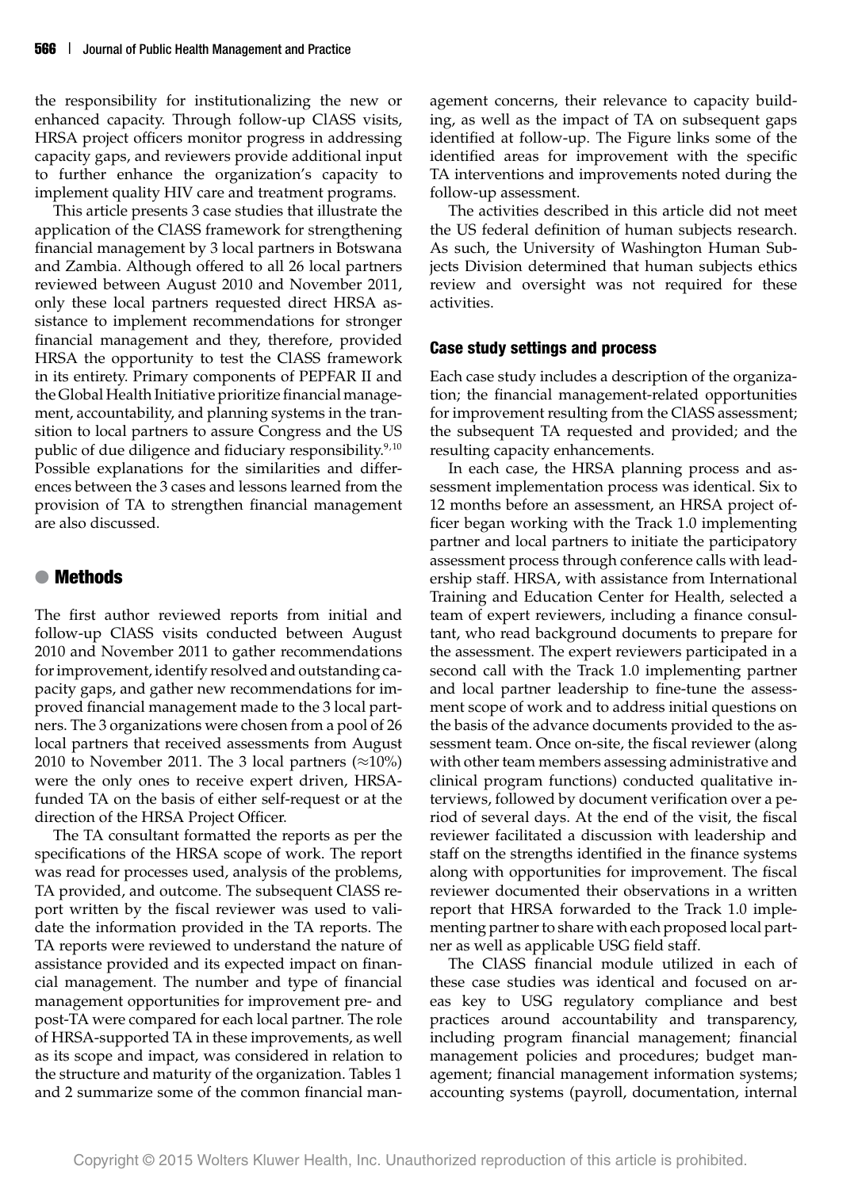the responsibility for institutionalizing the new or enhanced capacity. Through follow-up ClASS visits, HRSA project officers monitor progress in addressing capacity gaps, and reviewers provide additional input to further enhance the organization's capacity to implement quality HIV care and treatment programs.

This article presents 3 case studies that illustrate the application of the ClASS framework for strengthening financial management by 3 local partners in Botswana and Zambia. Although offered to all 26 local partners reviewed between August 2010 and November 2011, only these local partners requested direct HRSA assistance to implement recommendations for stronger financial management and they, therefore, provided HRSA the opportunity to test the ClASS framework in its entirety. Primary components of PEPFAR II and the Global Health Initiative prioritize financial management, accountability, and planning systems in the transition to local partners to assure Congress and the US public of due diligence and fiduciary responsibility.[9,10] Possible explanations for the similarities and differences between the 3 cases and lessons learned from the provision of TA to strengthen financial management are also discussed.

## Methods

The first author reviewed reports from initial and follow-up ClASS visits conducted between August 2010 and November 2011 to gather recommendations for improvement, identify resolved and outstanding capacity gaps, and gather new recommendations for improved financial management made to the 3 local partners. The 3 organizations were chosen from a pool of 26 local partners that received assessments from August 2010 to November 2011. The 3 local partners (≈10%) were the only ones to receive expert driven, HRSA-funded TA on the basis of either self-request or at the direction of the HRSA Project Officer.

The TA consultant formatted the reports as per the specifications of the HRSA scope of work. The report was read for processes used, analysis of the problems, TA provided, and outcome. The subsequent ClASS report written by the fiscal reviewer was used to validate the information provided in the TA reports. The TA reports were reviewed to understand the nature of assistance provided and its expected impact on financial management. The number and type of financial management opportunities for improvement pre- and post-TA were compared for each local partner. The role of HRSA-supported TA in these improvements, as well as its scope and impact, was considered in relation to the structure and maturity of the organization. Tables 1 and 2 summarize some of the common financial management concerns, their relevance to capacity building, as well as the impact of TA on subsequent gaps identified at follow-up. The Figure links some of the identified areas for improvement with the specific TA interventions and improvements noted during the follow-up assessment.

The activities described in this article did not meet the US federal definition of human subjects research. As such, the University of Washington Human Subjects Division determined that human subjects ethics review and oversight was not required for these activities.

### Case study settings and process

Each case study includes a description of the organization; the financial management-related opportunities for improvement resulting from the ClASS assessment; the subsequent TA requested and provided; and the resulting capacity enhancements.

In each case, the HRSA planning process and assessment implementation process was identical. Six to 12 months before an assessment, an HRSA project officer began working with the Track 1.0 implementing partner and local partners to initiate the participatory assessment process through conference calls with leadership staff. HRSA, with assistance from International Training and Education Center for Health, selected a team of expert reviewers, including a finance consultant, who read background documents to prepare for the assessment. The expert reviewers participated in a second call with the Track 1.0 implementing partner and local partner leadership to fine-tune the assessment scope of work and to address initial questions on the basis of the advance documents provided to the assessment team. Once on-site, the fiscal reviewer (along with other team members assessing administrative and clinical program functions) conducted qualitative interviews, followed by document verification over a period of several days. At the end of the visit, the fiscal reviewer facilitated a discussion with leadership and staff on the strengths identified in the finance systems along with opportunities for improvement. The fiscal reviewer documented their observations in a written report that HRSA forwarded to the Track 1.0 implementing partner to share with each proposed local partner as well as applicable USG field staff.

The ClASS financial module utilized in each of these case studies was identical and focused on areas key to USG regulatory compliance and best practices around accountability and transparency, including program financial management; financial management policies and procedures; budget management; financial management information systems; accounting systems (payroll, documentation, internal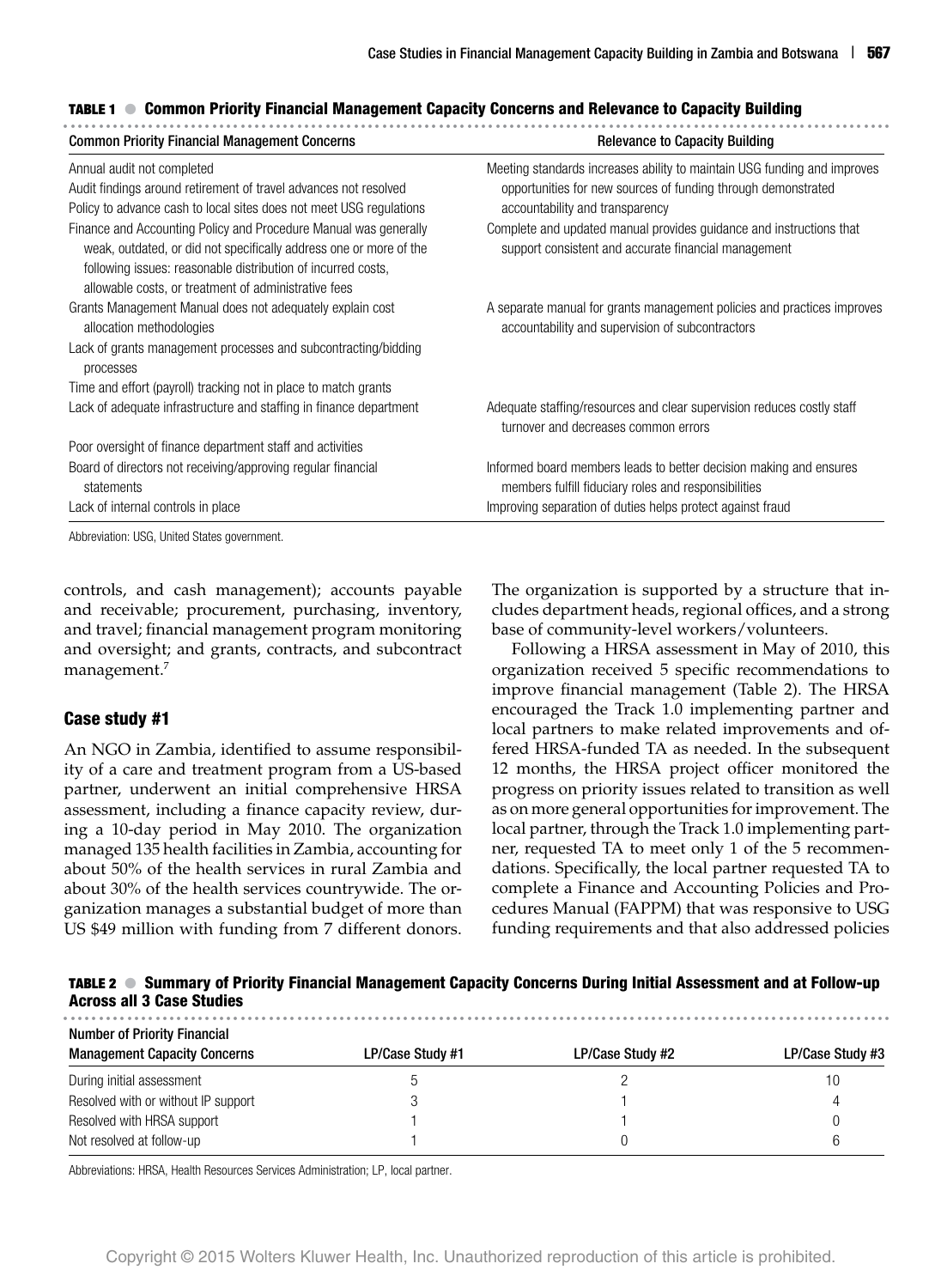**TABLE 1 ● Common Priority Financial Management Capacity Concerns and Relevance to Capacity Building**

| Common Priority Financial Management Concerns | Relevance to Capacity Building |
|---|---|
| Annual audit not completed | Meeting standards increases ability to maintain USG funding and improves opportunities for new sources of funding through demonstrated accountability and transparency |
| Audit findings around retirement of travel advances not resolved | |
| Policy to advance cash to local sites does not meet USG regulations | |
| Finance and Accounting Policy and Procedure Manual was generally weak, outdated, or did not specifically address one or more of the following issues: reasonable distribution of incurred costs, allowable costs, or treatment of administrative fees | Complete and updated manual provides guidance and instructions that support consistent and accurate financial management |
| Grants Management Manual does not adequately explain cost allocation methodologies | A separate manual for grants management policies and practices improves accountability and supervision of subcontractors |
| Lack of grants management processes and subcontracting/bidding processes | |
| Time and effort (payroll) tracking not in place to match grants | |
| Lack of adequate infrastructure and staffing in finance department | Adequate staffing/resources and clear supervision reduces costly staff turnover and decreases common errors |
| Poor oversight of finance department staff and activities | |
| Board of directors not receiving/approving regular financial statements | Informed board members leads to better decision making and ensures members fulfill fiduciary roles and responsibilities |
| Lack of internal controls in place | Improving separation of duties helps protect against fraud |

Abbreviation: USG, United States government.

controls, and cash management); accounts payable and receivable; procurement, purchasing, inventory, and travel; financial management program monitoring and oversight; and grants, contracts, and subcontract management.[7]

### Case study #1

An NGO in Zambia, identified to assume responsibility of a care and treatment program from a US-based partner, underwent an initial comprehensive HRSA assessment, including a finance capacity review, during a 10-day period in May 2010. The organization managed 135 health facilities in Zambia, accounting for about 50% of the health services in rural Zambia and about 30% of the health services countrywide. The organization manages a substantial budget of more than US $49 million with funding from 7 different donors. The organization is supported by a structure that includes department heads, regional offices, and a strong base of community-level workers/volunteers.

Following a HRSA assessment in May of 2010, this organization received 5 specific recommendations to improve financial management (Table 2). The HRSA encouraged the Track 1.0 implementing partner and local partners to make related improvements and offered HRSA-funded TA as needed. In the subsequent 12 months, the HRSA project officer monitored the progress on priority issues related to transition as well as on more general opportunities for improvement. The local partner, through the Track 1.0 implementing partner, requested TA to meet only 1 of the 5 recommendations. Specifically, the local partner requested TA to complete a Finance and Accounting Policies and Procedures Manual (FAPPM) that was responsive to USG funding requirements and that also addressed policies

**TABLE 2 ● Summary of Priority Financial Management Capacity Concerns During Initial Assessment and at Follow-up Across all 3 Case Studies**

| Number of Priority Financial Management Capacity Concerns | LP/Case Study #1 | LP/Case Study #2 | LP/Case Study #3 |
|---|---|---|---|
| During initial assessment | 5 | 2 | 10 |
| Resolved with or without IP support | 3 | 1 | 4 |
| Resolved with HRSA support | 1 | 1 | 0 |
| Not resolved at follow-up | 1 | 0 | 6 |

Abbreviations: HRSA, Health Resources Services Administration; LP, local partner.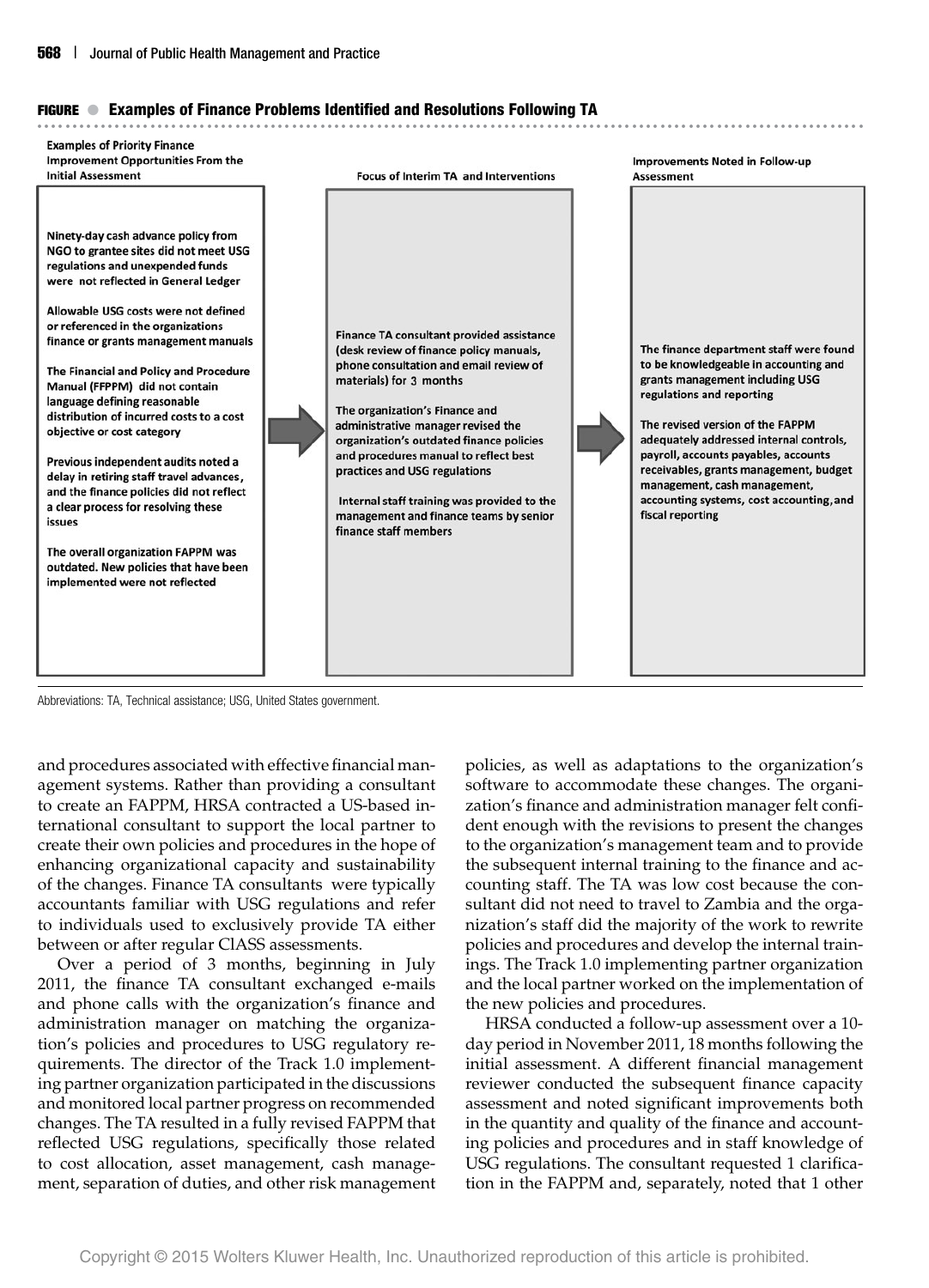**FIGURE ● Examples of Finance Problems Identified and Resolutions Following TA**

| Examples of Priority Finance Improvement Opportunities From the Initial Assessment | Focus of Interim TA and Interventions | Improvements Noted in Follow-up Assessment |
|---|---|---|
| Ninety-day cash advance policy from NGO to grantee sites did not meet USG regulations and unexpended funds were not reflected in General Ledger<br><br>Allowable USG costs were not defined or referenced in the organizations finance or grants management manuals<br><br>The Financial and Policy and Procedure Manual (FFPPM) did not contain language defining reasonable distribution of incurred costs to a cost objective or cost category<br><br>Previous independent audits noted a delay in retiring staff travel advances, and the finance policies did not reflect a clear process for resolving these issues<br><br>The overall organization FAPPM was outdated. New policies that have been implemented were not reflected | Finance TA consultant provided assistance (desk review of finance policy manuals, phone consultation and email review of materials) for 3 months<br><br>The organization's Finance and administrative manager revised the organization's outdated finance policies and procedures manual to reflect best practices and USG regulations<br><br>Internal staff training was provided to the management and finance teams by senior finance staff members | The finance department staff were found to be knowledgeable in accounting and grants management including USG regulations and reporting<br><br>The revised version of the FAPPM adequately addressed internal controls, payroll, accounts payables, accounts receivables, grants management, budget management, cash management, accounting systems, cost accounting, and fiscal reporting |

Abbreviations: TA, Technical assistance; USG, United States government.

and procedures associated with effective financial management systems. Rather than providing a consultant to create an FAPPM, HRSA contracted a US-based international consultant to support the local partner to create their own policies and procedures in the hope of enhancing organizational capacity and sustainability of the changes. Finance TA consultants were typically accountants familiar with USG regulations and refer to individuals used to exclusively provide TA either between or after regular ClASS assessments.

Over a period of 3 months, beginning in July 2011, the finance TA consultant exchanged e-mails and phone calls with the organization's finance and administration manager on matching the organization's policies and procedures to USG regulatory requirements. The director of the Track 1.0 implementing partner organization participated in the discussions and monitored local partner progress on recommended changes. The TA resulted in a fully revised FAPPM that reflected USG regulations, specifically those related to cost allocation, asset management, cash management, separation of duties, and other risk management policies, as well as adaptations to the organization's software to accommodate these changes. The organization's finance and administration manager felt confident enough with the revisions to present the changes to the organization's management team and to provide the subsequent internal training to the finance and accounting staff. The TA was low cost because the consultant did not need to travel to Zambia and the organization's staff did the majority of the work to rewrite policies and procedures and develop the internal trainings. The Track 1.0 implementing partner organization and the local partner worked on the implementation of the new policies and procedures.

HRSA conducted a follow-up assessment over a 10-day period in November 2011, 18 months following the initial assessment. A different financial management reviewer conducted the subsequent finance capacity assessment and noted significant improvements both in the quantity and quality of the finance and accounting policies and procedures and in staff knowledge of USG regulations. The consultant requested 1 clarification in the FAPPM and, separately, noted that 1 other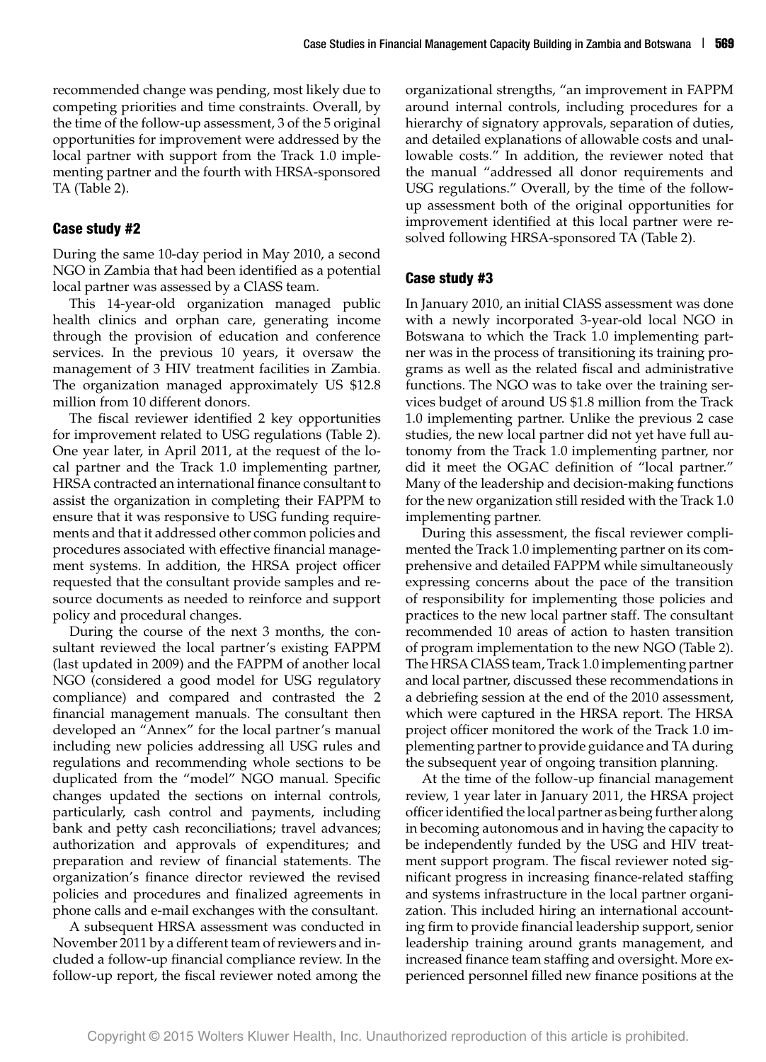recommended change was pending, most likely due to competing priorities and time constraints. Overall, by the time of the follow-up assessment, 3 of the 5 original opportunities for improvement were addressed by the local partner with support from the Track 1.0 implementing partner and the fourth with HRSA-sponsored TA (Table 2).

### Case study #2

During the same 10-day period in May 2010, a second NGO in Zambia that had been identified as a potential local partner was assessed by a ClASS team.

This 14-year-old organization managed public health clinics and orphan care, generating income through the provision of education and conference services. In the previous 10 years, it oversaw the management of 3 HIV treatment facilities in Zambia. The organization managed approximately US $12.8 million from 10 different donors.

The fiscal reviewer identified 2 key opportunities for improvement related to USG regulations (Table 2). One year later, in April 2011, at the request of the local partner and the Track 1.0 implementing partner, HRSA contracted an international finance consultant to assist the organization in completing their FAPPM to ensure that it was responsive to USG funding requirements and that it addressed other common policies and procedures associated with effective financial management systems. In addition, the HRSA project officer requested that the consultant provide samples and resource documents as needed to reinforce and support policy and procedural changes.

During the course of the next 3 months, the consultant reviewed the local partner's existing FAPPM (last updated in 2009) and the FAPPM of another local NGO (considered a good model for USG regulatory compliance) and compared and contrasted the 2 financial management manuals. The consultant then developed an "Annex" for the local partner's manual including new policies addressing all USG rules and regulations and recommending whole sections to be duplicated from the "model" NGO manual. Specific changes updated the sections on internal controls, particularly, cash control and payments, including bank and petty cash reconciliations; travel advances; authorization and approvals of expenditures; and preparation and review of financial statements. The organization's finance director reviewed the revised policies and procedures and finalized agreements in phone calls and e-mail exchanges with the consultant.

A subsequent HRSA assessment was conducted in November 2011 by a different team of reviewers and included a follow-up financial compliance review. In the follow-up report, the fiscal reviewer noted among the organizational strengths, "an improvement in FAPPM around internal controls, including procedures for a hierarchy of signatory approvals, separation of duties, and detailed explanations of allowable costs and unallowable costs." In addition, the reviewer noted that the manual "addressed all donor requirements and USG regulations." Overall, by the time of the follow-up assessment both of the original opportunities for improvement identified at this local partner were resolved following HRSA-sponsored TA (Table 2).

### Case study #3

In January 2010, an initial ClASS assessment was done with a newly incorporated 3-year-old local NGO in Botswana to which the Track 1.0 implementing partner was in the process of transitioning its training programs as well as the related fiscal and administrative functions. The NGO was to take over the training services budget of around US $1.8 million from the Track 1.0 implementing partner. Unlike the previous 2 case studies, the new local partner did not yet have full autonomy from the Track 1.0 implementing partner, nor did it meet the OGAC definition of "local partner." Many of the leadership and decision-making functions for the new organization still resided with the Track 1.0 implementing partner.

During this assessment, the fiscal reviewer complimented the Track 1.0 implementing partner on its comprehensive and detailed FAPPM while simultaneously expressing concerns about the pace of the transition of responsibility for implementing those policies and practices to the new local partner staff. The consultant recommended 10 areas of action to hasten transition of program implementation to the new NGO (Table 2). The HRSA ClASS team, Track 1.0 implementing partner and local partner, discussed these recommendations in a debriefing session at the end of the 2010 assessment, which were captured in the HRSA report. The HRSA project officer monitored the work of the Track 1.0 implementing partner to provide guidance and TA during the subsequent year of ongoing transition planning.

At the time of the follow-up financial management review, 1 year later in January 2011, the HRSA project officer identified the local partner as being further along in becoming autonomous and in having the capacity to be independently funded by the USG and HIV treatment support program. The fiscal reviewer noted significant progress in increasing finance-related staffing and systems infrastructure in the local partner organization. This included hiring an international accounting firm to provide financial leadership support, senior leadership training around grants management, and increased finance team staffing and oversight. More experienced personnel filled new finance positions at the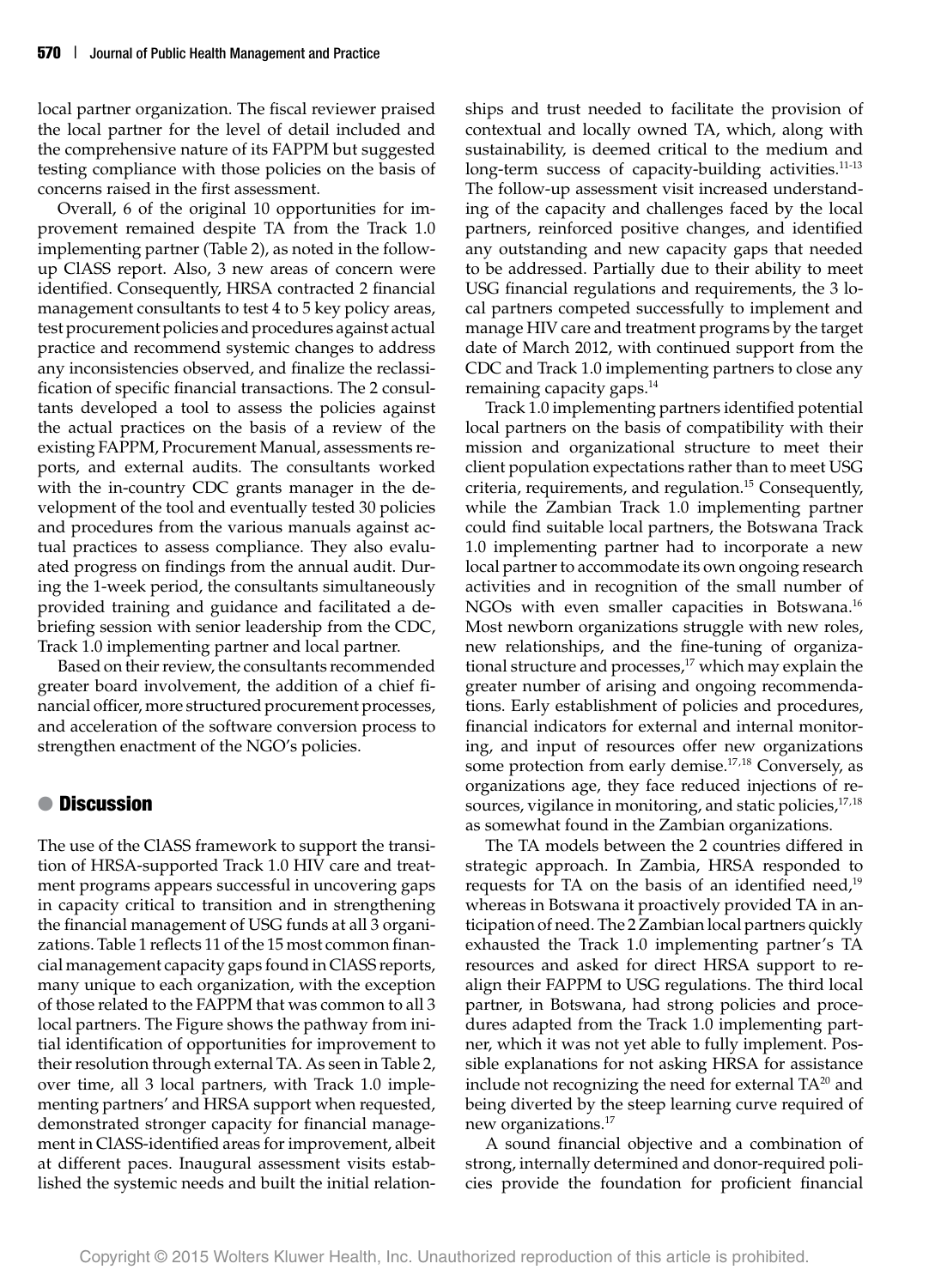local partner organization. The fiscal reviewer praised the local partner for the level of detail included and the comprehensive nature of its FAPPM but suggested testing compliance with those policies on the basis of concerns raised in the first assessment.

Overall, 6 of the original 10 opportunities for improvement remained despite TA from the Track 1.0 implementing partner (Table 2), as noted in the follow-up ClASS report. Also, 3 new areas of concern were identified. Consequently, HRSA contracted 2 financial management consultants to test 4 to 5 key policy areas, test procurement policies and procedures against actual practice and recommend systemic changes to address any inconsistencies observed, and finalize the reclassification of specific financial transactions. The 2 consultants developed a tool to assess the policies against the actual practices on the basis of a review of the existing FAPPM, Procurement Manual, assessments reports, and external audits. The consultants worked with the in-country CDC grants manager in the development of the tool and eventually tested 30 policies and procedures from the various manuals against actual practices to assess compliance. They also evaluated progress on findings from the annual audit. During the 1-week period, the consultants simultaneously provided training and guidance and facilitated a debriefing session with senior leadership from the CDC, Track 1.0 implementing partner and local partner.

Based on their review, the consultants recommended greater board involvement, the addition of a chief financial officer, more structured procurement processes, and acceleration of the software conversion process to strengthen enactment of the NGO's policies.

## Discussion

The use of the ClASS framework to support the transition of HRSA-supported Track 1.0 HIV care and treatment programs appears successful in uncovering gaps in capacity critical to transition and in strengthening the financial management of USG funds at all 3 organizations. Table 1 reflects 11 of the 15 most common financial management capacity gaps found in ClASS reports, many unique to each organization, with the exception of those related to the FAPPM that was common to all 3 local partners. The Figure shows the pathway from initial identification of opportunities for improvement to their resolution through external TA. As seen in Table 2, over time, all 3 local partners, with Track 1.0 implementing partners' and HRSA support when requested, demonstrated stronger capacity for financial management in ClASS-identified areas for improvement, albeit at different paces. Inaugural assessment visits established the systemic needs and built the initial relationships and trust needed to facilitate the provision of contextual and locally owned TA, which, along with sustainability, is deemed critical to the medium and long-term success of capacity-building activities.[11-13] The follow-up assessment visit increased understanding of the capacity and challenges faced by the local partners, reinforced positive changes, and identified any outstanding and new capacity gaps that needed to be addressed. Partially due to their ability to meet USG financial regulations and requirements, the 3 local partners competed successfully to implement and manage HIV care and treatment programs by the target date of March 2012, with continued support from the CDC and Track 1.0 implementing partners to close any remaining capacity gaps.[14]

Track 1.0 implementing partners identified potential local partners on the basis of compatibility with their mission and organizational structure to meet their client population expectations rather than to meet USG criteria, requirements, and regulation.[15] Consequently, while the Zambian Track 1.0 implementing partner could find suitable local partners, the Botswana Track 1.0 implementing partner had to incorporate a new local partner to accommodate its own ongoing research activities and in recognition of the small number of NGOs with even smaller capacities in Botswana.[16] Most newborn organizations struggle with new roles, new relationships, and the fine-tuning of organizational structure and processes,[17] which may explain the greater number of arising and ongoing recommendations. Early establishment of policies and procedures, financial indicators for external and internal monitoring, and input of resources offer new organizations some protection from early demise.[17,18] Conversely, as organizations age, they face reduced injections of resources, vigilance in monitoring, and static policies,[17,18] as somewhat found in the Zambian organizations.

The TA models between the 2 countries differed in strategic approach. In Zambia, HRSA responded to requests for TA on the basis of an identified need,[19] whereas in Botswana it proactively provided TA in anticipation of need. The 2 Zambian local partners quickly exhausted the Track 1.0 implementing partner's TA resources and asked for direct HRSA support to realign their FAPPM to USG regulations. The third local partner, in Botswana, had strong policies and procedures adapted from the Track 1.0 implementing partner, which it was not yet able to fully implement. Possible explanations for not asking HRSA for assistance include not recognizing the need for external TA[20] and being diverted by the steep learning curve required of new organizations.[17]

A sound financial objective and a combination of strong, internally determined and donor-required policies provide the foundation for proficient financial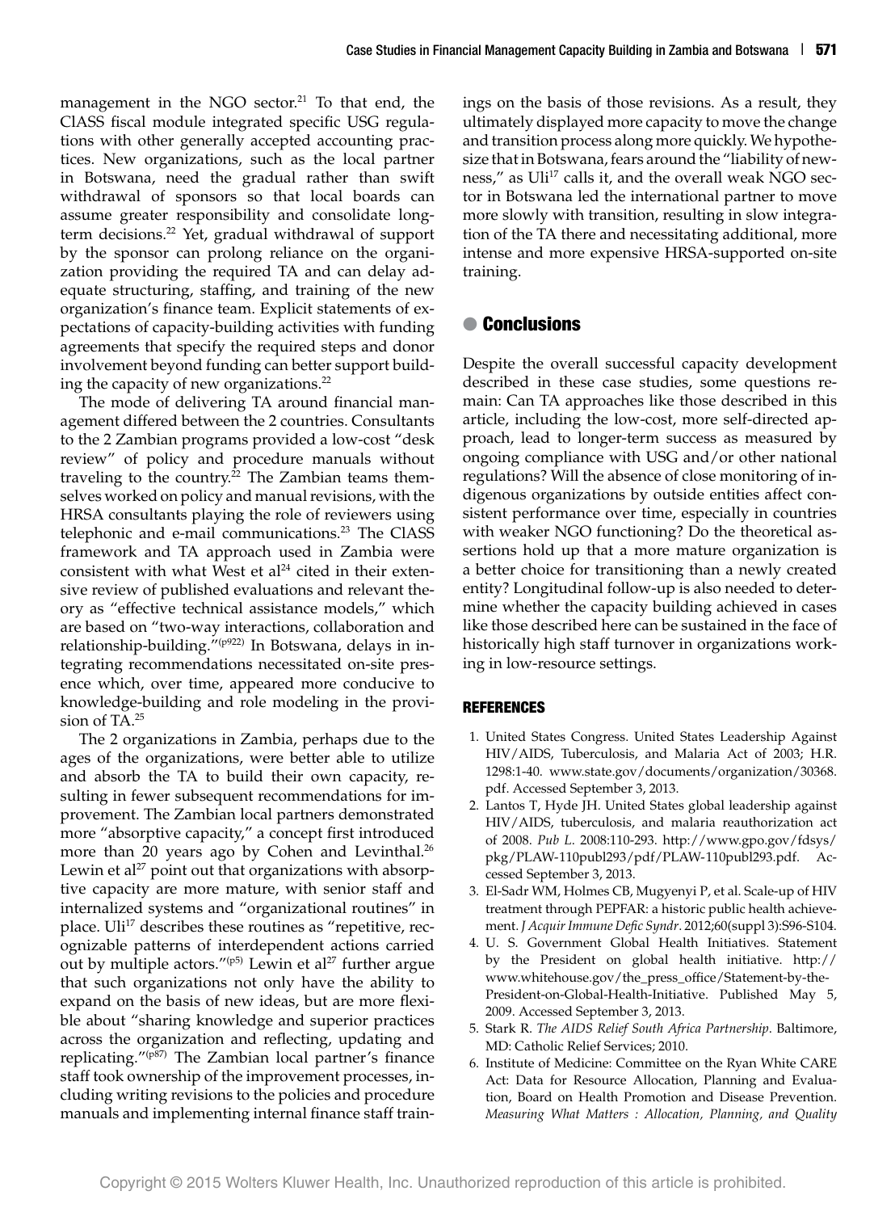management in the NGO sector.[21] To that end, the ClASS fiscal module integrated specific USG regulations with other generally accepted accounting practices. New organizations, such as the local partner in Botswana, need the gradual rather than swift withdrawal of sponsors so that local boards can assume greater responsibility and consolidate long-term decisions.[22] Yet, gradual withdrawal of support by the sponsor can prolong reliance on the organization providing the required TA and can delay adequate structuring, staffing, and training of the new organization's finance team. Explicit statements of expectations of capacity-building activities with funding agreements that specify the required steps and donor involvement beyond funding can better support building the capacity of new organizations.[22]

The mode of delivering TA around financial management differed between the 2 countries. Consultants to the 2 Zambian programs provided a low-cost "desk review" of policy and procedure manuals without traveling to the country.[22] The Zambian teams themselves worked on policy and manual revisions, with the HRSA consultants playing the role of reviewers using telephonic and e-mail communications.[23] The ClASS framework and TA approach used in Zambia were consistent with what West et al[24] cited in their extensive review of published evaluations and relevant theory as "effective technical assistance models," which are based on "two-way interactions, collaboration and relationship-building."(p922) In Botswana, delays in integrating recommendations necessitated on-site presence which, over time, appeared more conducive to knowledge-building and role modeling in the provision of TA.[25]

The 2 organizations in Zambia, perhaps due to the ages of the organizations, were better able to utilize and absorb the TA to build their own capacity, resulting in fewer subsequent recommendations for improvement. The Zambian local partners demonstrated more "absorptive capacity," a concept first introduced more than 20 years ago by Cohen and Levinthal.[26] Lewin et al[27] point out that organizations with absorptive capacity are more mature, with senior staff and internalized systems and "organizational routines" in place. Uli[17] describes these routines as "repetitive, recognizable patterns of interdependent actions carried out by multiple actors."(p5) Lewin et al[27] further argue that such organizations not only have the ability to expand on the basis of new ideas, but are more flexible about "sharing knowledge and superior practices across the organization and reflecting, updating and replicating."(p87) The Zambian local partner's finance staff took ownership of the improvement processes, including writing revisions to the policies and procedure manuals and implementing internal finance staff trainings on the basis of those revisions. As a result, they ultimately displayed more capacity to move the change and transition process along more quickly. We hypothesize that in Botswana, fears around the "liability of newness," as Uli[17] calls it, and the overall weak NGO sector in Botswana led the international partner to move more slowly with transition, resulting in slow integration of the TA there and necessitating additional, more intense and more expensive HRSA-supported on-site training.

## Conclusions

Despite the overall successful capacity development described in these case studies, some questions remain: Can TA approaches like those described in this article, including the low-cost, more self-directed approach, lead to longer-term success as measured by ongoing compliance with USG and/or other national regulations? Will the absence of close monitoring of indigenous organizations by outside entities affect consistent performance over time, especially in countries with weaker NGO functioning? Do the theoretical assertions hold up that a more mature organization is a better choice for transitioning than a newly created entity? Longitudinal follow-up is also needed to determine whether the capacity building achieved in cases like those described here can be sustained in the face of historically high staff turnover in organizations working in low-resource settings.

### REFERENCES

1. United States Congress. United States Leadership Against HIV/AIDS, Tuberculosis, and Malaria Act of 2003; H.R. 1298:1-40. www.state.gov/documents/organization/30368.pdf. Accessed September 3, 2013.
2. Lantos T, Hyde JH. United States global leadership against HIV/AIDS, tuberculosis, and malaria reauthorization act of 2008. *Pub L*. 2008:110-293. http://www.gpo.gov/fdsys/pkg/PLAW-110publ293/pdf/PLAW-110publ293.pdf. Accessed September 3, 2013.
3. El-Sadr WM, Holmes CB, Mugyenyi P, et al. Scale-up of HIV treatment through PEPFAR: a historic public health achievement. *J Acquir Immune Defic Syndr*. 2012;60(suppl 3):S96-S104.
4. U. S. Government Global Health Initiatives. Statement by the President on global health initiative. http://www.whitehouse.gov/the_press_office/Statement-by-the-President-on-Global-Health-Initiative. Published May 5, 2009. Accessed September 3, 2013.
5. Stark R. *The AIDS Relief South Africa Partnership*. Baltimore, MD: Catholic Relief Services; 2010.
6. Institute of Medicine: Committee on the Ryan White CARE Act: Data for Resource Allocation, Planning and Evaluation, Board on Health Promotion and Disease Prevention. *Measuring What Matters : Allocation, Planning, and Quality*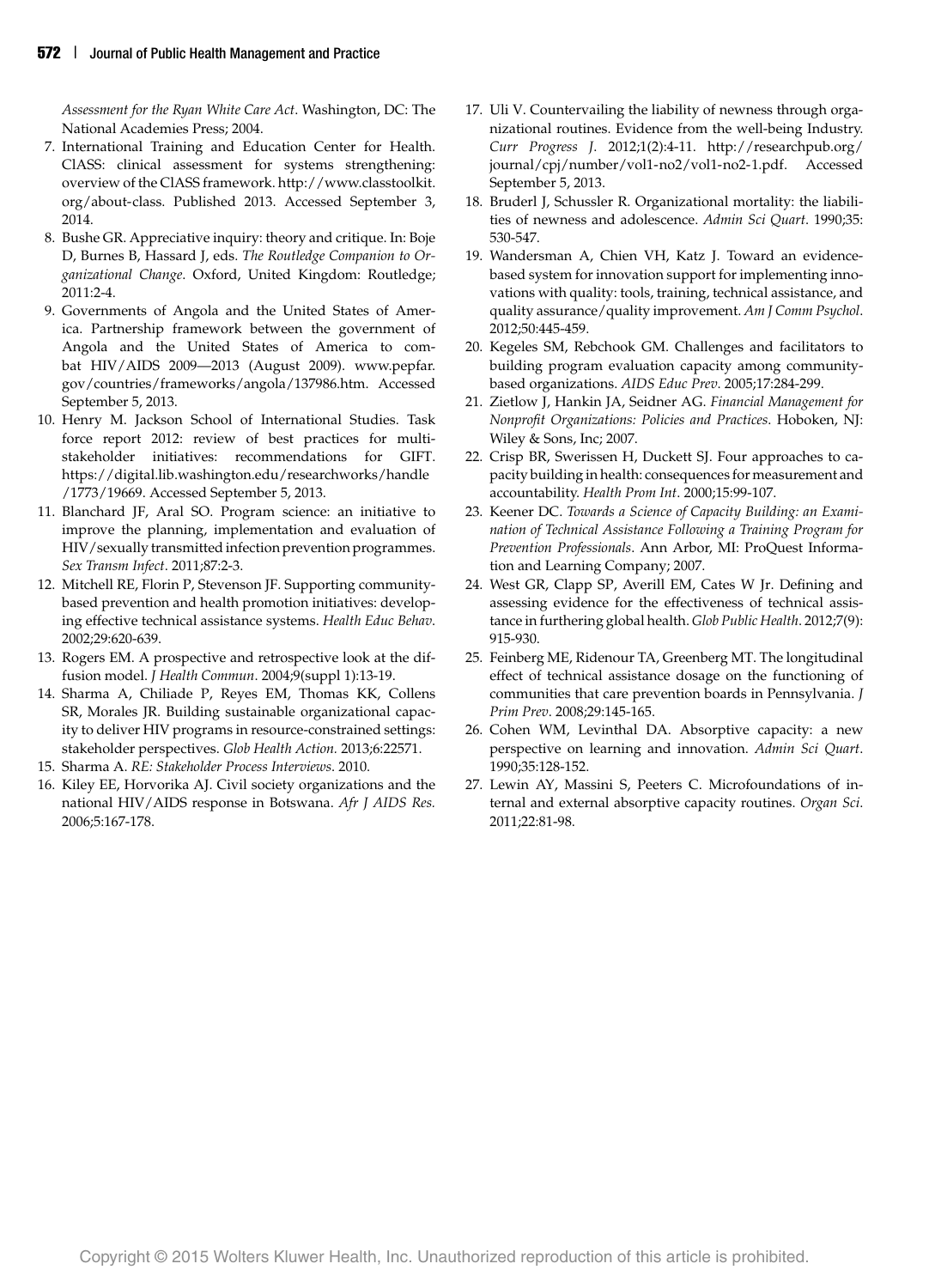*Assessment for the Ryan White Care Act*. Washington, DC: The National Academies Press; 2004.

7. International Training and Education Center for Health. ClASS: clinical assessment for systems strengthening: overview of the ClASS framework. http://www.classtoolkit.org/about-class. Published 2013. Accessed September 3, 2014.
8. Bushe GR. Appreciative inquiry: theory and critique. In: Boje D, Burnes B, Hassard J, eds. *The Routledge Companion to Organizational Change*. Oxford, United Kingdom: Routledge; 2011:2-4.
9. Governments of Angola and the United States of America. Partnership framework between the government of Angola and the United States of America to combat HIV/AIDS 2009—2013 (August 2009). www.pepfar.gov/countries/frameworks/angola/137986.htm. Accessed September 5, 2013.
10. Henry M. Jackson School of International Studies. Task force report 2012: review of best practices for multi-stakeholder initiatives: recommendations for GIFT. https://digital.lib.washington.edu/researchworks/handle/1773/19669. Accessed September 5, 2013.
11. Blanchard JF, Aral SO. Program science: an initiative to improve the planning, implementation and evaluation of HIV/sexually transmitted infection prevention programmes. *Sex Transm Infect*. 2011;87:2-3.
12. Mitchell RE, Florin P, Stevenson JF. Supporting community-based prevention and health promotion initiatives: developing effective technical assistance systems. *Health Educ Behav.* 2002;29:620-639.
13. Rogers EM. A prospective and retrospective look at the diffusion model. *J Health Commun*. 2004;9(suppl 1):13-19.
14. Sharma A, Chiliade P, Reyes EM, Thomas KK, Collens SR, Morales JR. Building sustainable organizational capacity to deliver HIV programs in resource-constrained settings: stakeholder perspectives. *Glob Health Action.* 2013;6:22571.
15. Sharma A. *RE: Stakeholder Process Interviews*. 2010.
16. Kiley EE, Horvorika AJ. Civil society organizations and the national HIV/AIDS response in Botswana. *Afr J AIDS Res.* 2006;5:167-178.
17. Uli V. Countervailing the liability of newness through organizational routines. Evidence from the well-being Industry. *Curr Progress J.* 2012;1(2):4-11. http://researchpub.org/journal/cpj/number/vol1-no2/vol1-no2-1.pdf. Accessed September 5, 2013.
18. Bruderl J, Schussler R. Organizational mortality: the liabilities of newness and adolescence. *Admin Sci Quart*. 1990;35:530-547.
19. Wandersman A, Chien VH, Katz J. Toward an evidence-based system for innovation support for implementing innovations with quality: tools, training, technical assistance, and quality assurance/quality improvement. *Am J Comm Psychol*. 2012;50:445-459.
20. Kegeles SM, Rebchook GM. Challenges and facilitators to building program evaluation capacity among community-based organizations. *AIDS Educ Prev*. 2005;17:284-299.
21. Zietlow J, Hankin JA, Seidner AG. *Financial Management for Nonprofit Organizations: Policies and Practices*. Hoboken, NJ: Wiley & Sons, Inc; 2007.
22. Crisp BR, Swerissen H, Duckett SJ. Four approaches to capacity building in health: consequences for measurement and accountability. *Health Prom Int*. 2000;15:99-107.
23. Keener DC. *Towards a Science of Capacity Building: an Examination of Technical Assistance Following a Training Program for Prevention Professionals*. Ann Arbor, MI: ProQuest Information and Learning Company; 2007.
24. West GR, Clapp SP, Averill EM, Cates W Jr. Defining and assessing evidence for the effectiveness of technical assistance in furthering global health. *Glob Public Health*. 2012;7(9):915-930.
25. Feinberg ME, Ridenour TA, Greenberg MT. The longitudinal effect of technical assistance dosage on the functioning of communities that care prevention boards in Pennsylvania. *J Prim Prev*. 2008;29:145-165.
26. Cohen WM, Levinthal DA. Absorptive capacity: a new perspective on learning and innovation. *Admin Sci Quart*. 1990;35:128-152.
27. Lewin AY, Massini S, Peeters C. Microfoundations of internal and external absorptive capacity routines. *Organ Sci*. 2011;22:81-98.